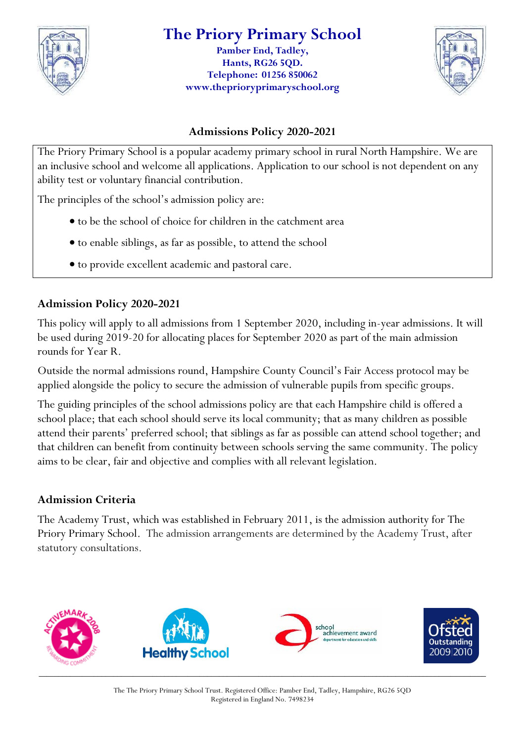# The Priory Primary School

**Pamber End, Tadley,**
**Hants, RG26 5QD.**
**Telephone: 01256 850062**
**www.theprioryprimaryschool.org**

## Admissions Policy 2020-2021

The Priory Primary School is a popular academy primary school in rural North Hampshire. We are an inclusive school and welcome all applications. Application to our school is not dependent on any ability test or voluntary financial contribution.

The principles of the school's admission policy are:

- to be the school of choice for children in the catchment area
- to enable siblings, as far as possible, to attend the school
- to provide excellent academic and pastoral care.

### Admission Policy 2020-2021

This policy will apply to all admissions from 1 September 2020, including in-year admissions. It will be used during 2019-20 for allocating places for September 2020 as part of the main admission rounds for Year R.

Outside the normal admissions round, Hampshire County Council's Fair Access protocol may be applied alongside the policy to secure the admission of vulnerable pupils from specific groups.

The guiding principles of the school admissions policy are that each Hampshire child is offered a school place; that each school should serve its local community; that as many children as possible attend their parents' preferred school; that siblings as far as possible can attend school together; and that children can benefit from continuity between schools serving the same community. The policy aims to be clear, fair and objective and complies with all relevant legislation.

### Admission Criteria

The Academy Trust, which was established in February 2011, is the admission authority for The Priory Primary School. The admission arrangements are determined by the Academy Trust, after statutory consultations.

The The Priory Primary School Trust. Registered Office: Pamber End, Tadley, Hampshire, RG26 5QD
Registered in England No. 7498234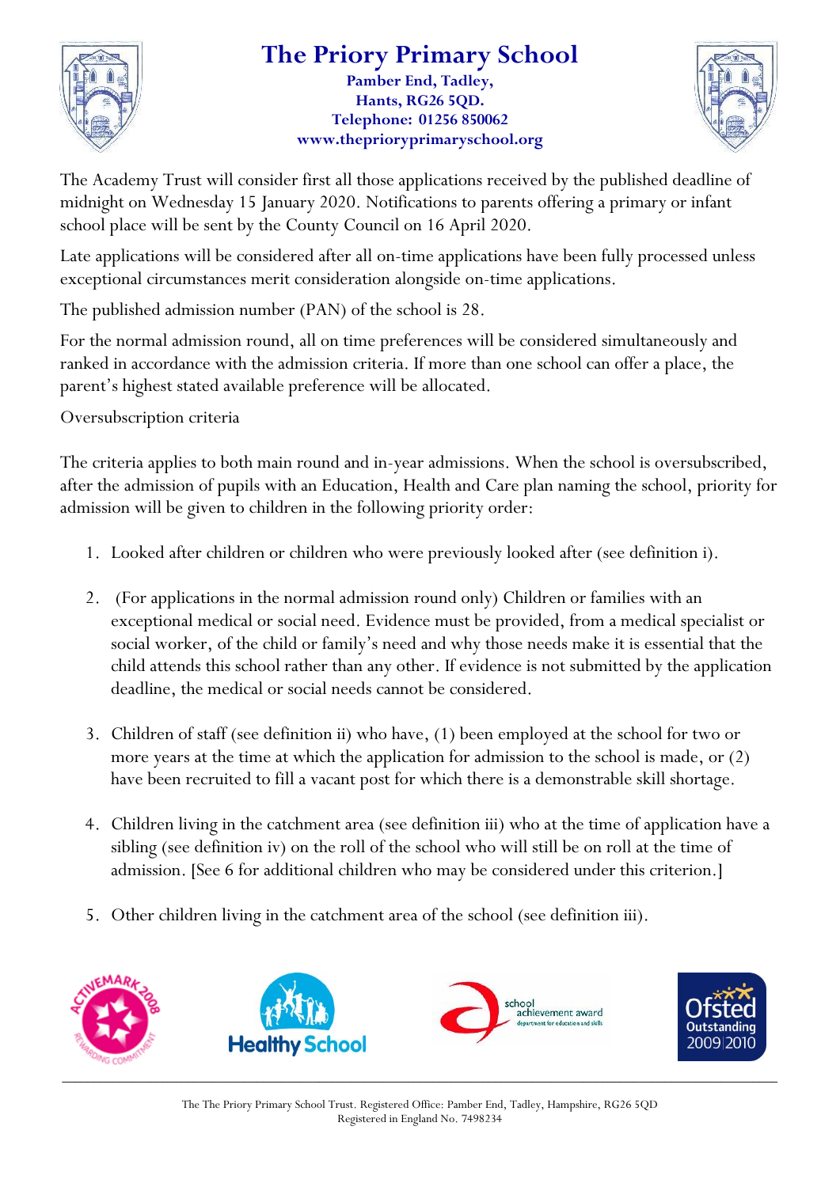The Academy Trust will consider first all those applications received by the published deadline of midnight on Wednesday 15 January 2020. Notifications to parents offering a primary or infant school place will be sent by the County Council on 16 April 2020.

Late applications will be considered after all on-time applications have been fully processed unless exceptional circumstances merit consideration alongside on-time applications.

The published admission number (PAN) of the school is 28.

For the normal admission round, all on time preferences will be considered simultaneously and ranked in accordance with the admission criteria. If more than one school can offer a place, the parent's highest stated available preference will be allocated.

Oversubscription criteria

The criteria applies to both main round and in-year admissions. When the school is oversubscribed, after the admission of pupils with an Education, Health and Care plan naming the school, priority for admission will be given to children in the following priority order:

1. Looked after children or children who were previously looked after (see definition i).

2. (For applications in the normal admission round only) Children or families with an exceptional medical or social need. Evidence must be provided, from a medical specialist or social worker, of the child or family's need and why those needs make it essential that the child attends this school rather than any other. If evidence is not submitted by the application deadline, the medical or social needs cannot be considered.

3. Children of staff (see definition ii) who have, (1) been employed at the school for two or more years at the time at which the application for admission to the school is made, or (2) have been recruited to fill a vacant post for which there is a demonstrable skill shortage.

4. Children living in the catchment area (see definition iii) who at the time of application have a sibling (see definition iv) on the roll of the school who will still be on roll at the time of admission. [See 6 for additional children who may be considered under this criterion.]

5. Other children living in the catchment area of the school (see definition iii).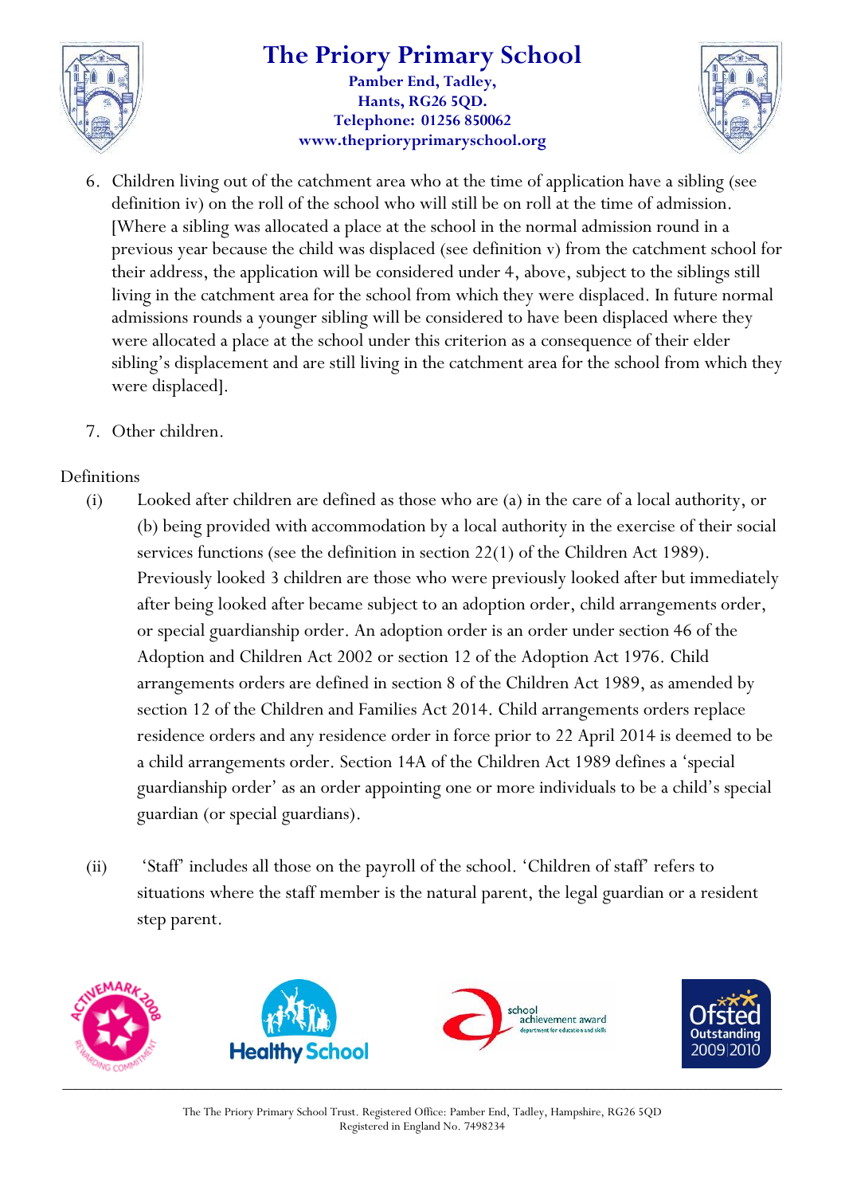6. Children living out of the catchment area who at the time of application have a sibling (see definition iv) on the roll of the school who will still be on roll at the time of admission. [Where a sibling was allocated a place at the school in the normal admission round in a previous year because the child was displaced (see definition v) from the catchment school for their address, the application will be considered under 4, above, subject to the siblings still living in the catchment area for the school from which they were displaced. In future normal admissions rounds a younger sibling will be considered to have been displaced where they were allocated a place at the school under this criterion as a consequence of their elder sibling's displacement and are still living in the catchment area for the school from which they were displaced].

7. Other children.

Definitions

(i) Looked after children are defined as those who are (a) in the care of a local authority, or (b) being provided with accommodation by a local authority in the exercise of their social services functions (see the definition in section 22(1) of the Children Act 1989). Previously looked 3 children are those who were previously looked after but immediately after being looked after became subject to an adoption order, child arrangements order, or special guardianship order. An adoption order is an order under section 46 of the Adoption and Children Act 2002 or section 12 of the Adoption Act 1976. Child arrangements orders are defined in section 8 of the Children Act 1989, as amended by section 12 of the Children and Families Act 2014. Child arrangements orders replace residence orders and any residence order in force prior to 22 April 2014 is deemed to be a child arrangements order. Section 14A of the Children Act 1989 defines a 'special guardianship order' as an order appointing one or more individuals to be a child's special guardian (or special guardians).

(ii) 'Staff' includes all those on the payroll of the school. 'Children of staff' refers to situations where the staff member is the natural parent, the legal guardian or a resident step parent.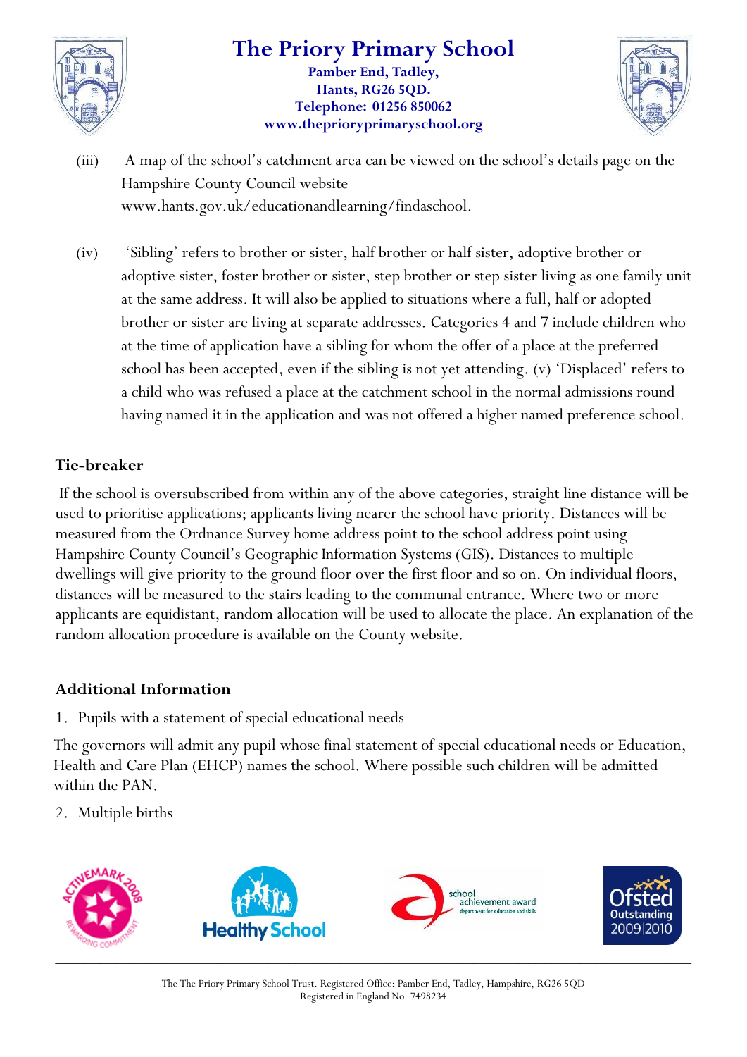(iii) A map of the school's catchment area can be viewed on the school's details page on the Hampshire County Council website www.hants.gov.uk/educationandlearning/findaschool.

(iv) 'Sibling' refers to brother or sister, half brother or half sister, adoptive brother or adoptive sister, foster brother or sister, step brother or step sister living as one family unit at the same address. It will also be applied to situations where a full, half or adopted brother or sister are living at separate addresses. Categories 4 and 7 include children who at the time of application have a sibling for whom the offer of a place at the preferred school has been accepted, even if the sibling is not yet attending. (v) 'Displaced' refers to a child who was refused a place at the catchment school in the normal admissions round having named it in the application and was not offered a higher named preference school.

## Tie-breaker

If the school is oversubscribed from within any of the above categories, straight line distance will be used to prioritise applications; applicants living nearer the school have priority. Distances will be measured from the Ordnance Survey home address point to the school address point using Hampshire County Council's Geographic Information Systems (GIS). Distances to multiple dwellings will give priority to the ground floor over the first floor and so on. On individual floors, distances will be measured to the stairs leading to the communal entrance. Where two or more applicants are equidistant, random allocation will be used to allocate the place. An explanation of the random allocation procedure is available on the County website.

## Additional Information

1. Pupils with a statement of special educational needs

The governors will admit any pupil whose final statement of special educational needs or Education, Health and Care Plan (EHCP) names the school. Where possible such children will be admitted within the PAN.

2. Multiple births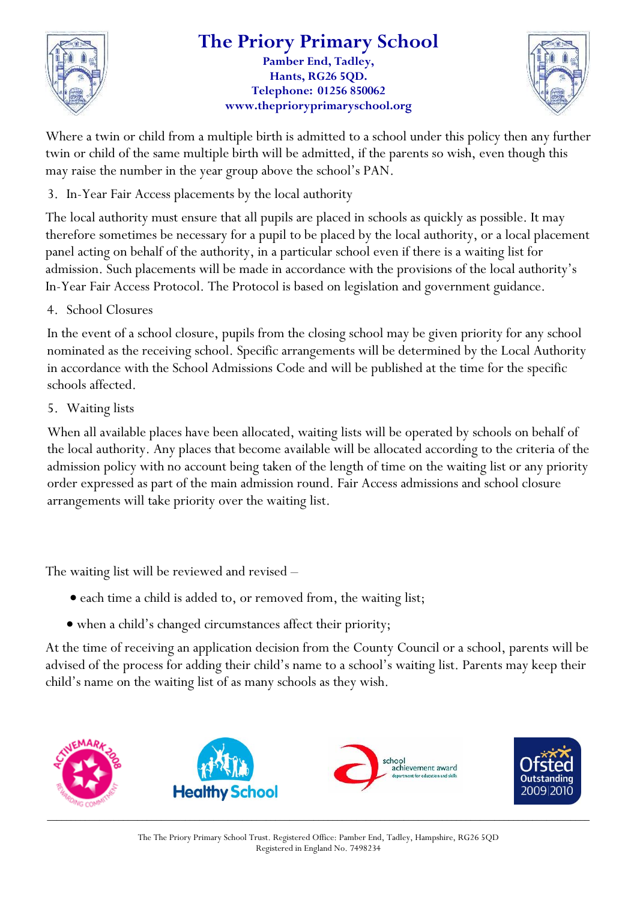Where a twin or child from a multiple birth is admitted to a school under this policy then any further twin or child of the same multiple birth will be admitted, if the parents so wish, even though this may raise the number in the year group above the school's PAN.

3. In-Year Fair Access placements by the local authority

The local authority must ensure that all pupils are placed in schools as quickly as possible. It may therefore sometimes be necessary for a pupil to be placed by the local authority, or a local placement panel acting on behalf of the authority, in a particular school even if there is a waiting list for admission. Such placements will be made in accordance with the provisions of the local authority's In-Year Fair Access Protocol. The Protocol is based on legislation and government guidance.

4. School Closures

In the event of a school closure, pupils from the closing school may be given priority for any school nominated as the receiving school. Specific arrangements will be determined by the Local Authority in accordance with the School Admissions Code and will be published at the time for the specific schools affected.

5. Waiting lists

When all available places have been allocated, waiting lists will be operated by schools on behalf of the local authority. Any places that become available will be allocated according to the criteria of the admission policy with no account being taken of the length of time on the waiting list or any priority order expressed as part of the main admission round. Fair Access admissions and school closure arrangements will take priority over the waiting list.

The waiting list will be reviewed and revised –

- each time a child is added to, or removed from, the waiting list;
- when a child's changed circumstances affect their priority;

At the time of receiving an application decision from the County Council or a school, parents will be advised of the process for adding their child's name to a school's waiting list. Parents may keep their child's name on the waiting list of as many schools as they wish.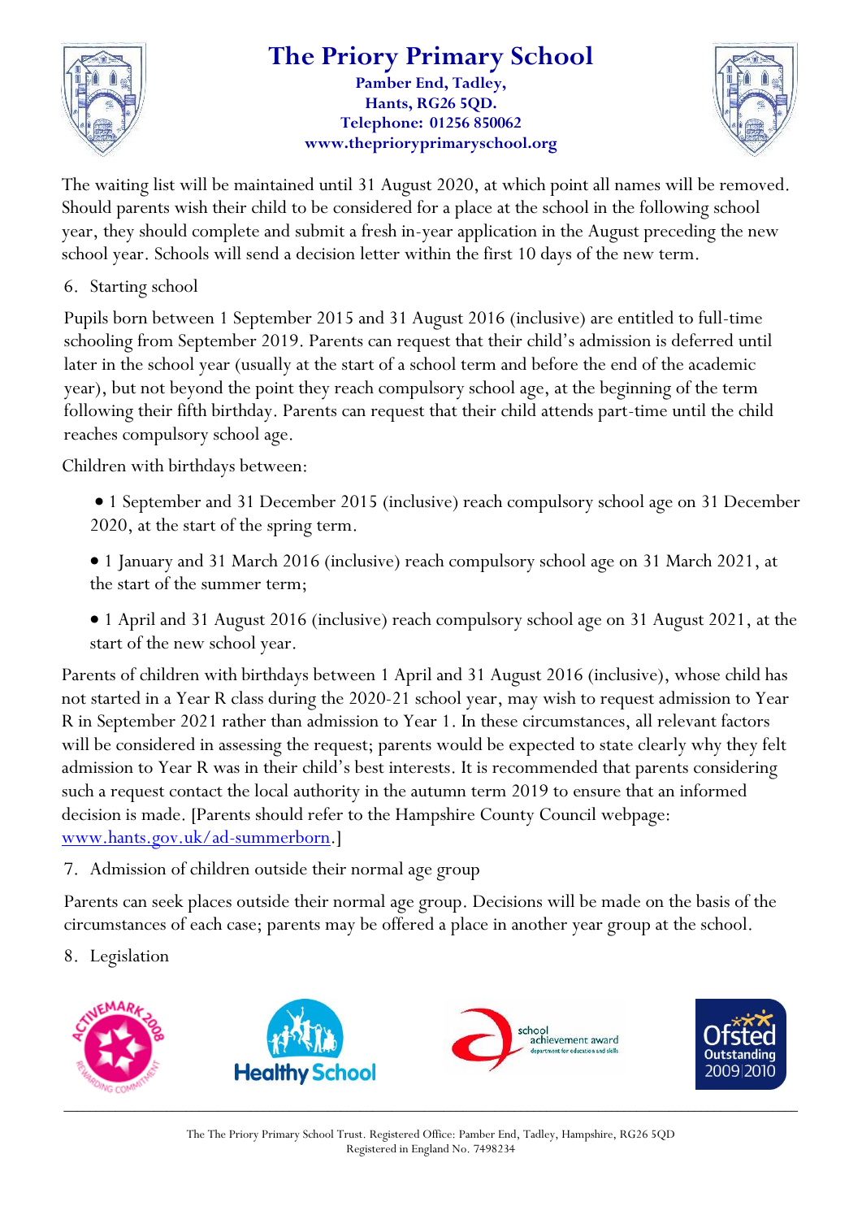The waiting list will be maintained until 31 August 2020, at which point all names will be removed. Should parents wish their child to be considered for a place at the school in the following school year, they should complete and submit a fresh in-year application in the August preceding the new school year. Schools will send a decision letter within the first 10 days of the new term.

6. Starting school

Pupils born between 1 September 2015 and 31 August 2016 (inclusive) are entitled to full-time schooling from September 2019. Parents can request that their child's admission is deferred until later in the school year (usually at the start of a school term and before the end of the academic year), but not beyond the point they reach compulsory school age, at the beginning of the term following their fifth birthday. Parents can request that their child attends part-time until the child reaches compulsory school age.

Children with birthdays between:

- 1 September and 31 December 2015 (inclusive) reach compulsory school age on 31 December 2020, at the start of the spring term.
- 1 January and 31 March 2016 (inclusive) reach compulsory school age on 31 March 2021, at the start of the summer term;
- 1 April and 31 August 2016 (inclusive) reach compulsory school age on 31 August 2021, at the start of the new school year.

Parents of children with birthdays between 1 April and 31 August 2016 (inclusive), whose child has not started in a Year R class during the 2020-21 school year, may wish to request admission to Year R in September 2021 rather than admission to Year 1. In these circumstances, all relevant factors will be considered in assessing the request; parents would be expected to state clearly why they felt admission to Year R was in their child's best interests. It is recommended that parents considering such a request contact the local authority in the autumn term 2019 to ensure that an informed decision is made. [Parents should refer to the Hampshire County Council webpage: www.hants.gov.uk/ad-summerborn.]

7. Admission of children outside their normal age group

Parents can seek places outside their normal age group. Decisions will be made on the basis of the circumstances of each case; parents may be offered a place in another year group at the school.

8. Legislation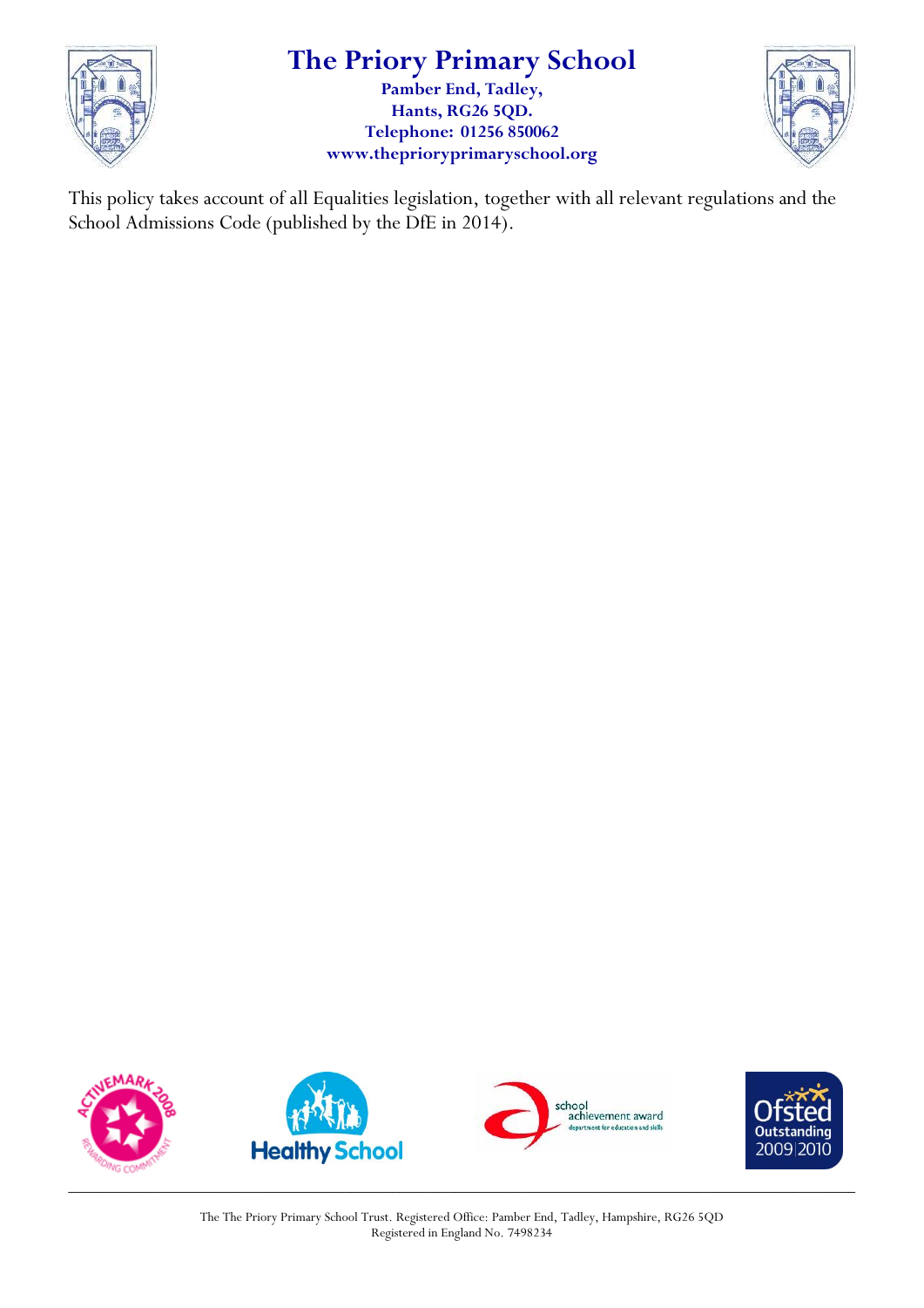This policy takes account of all Equalities legislation, together with all relevant regulations and the School Admissions Code (published by the DfE in 2014).